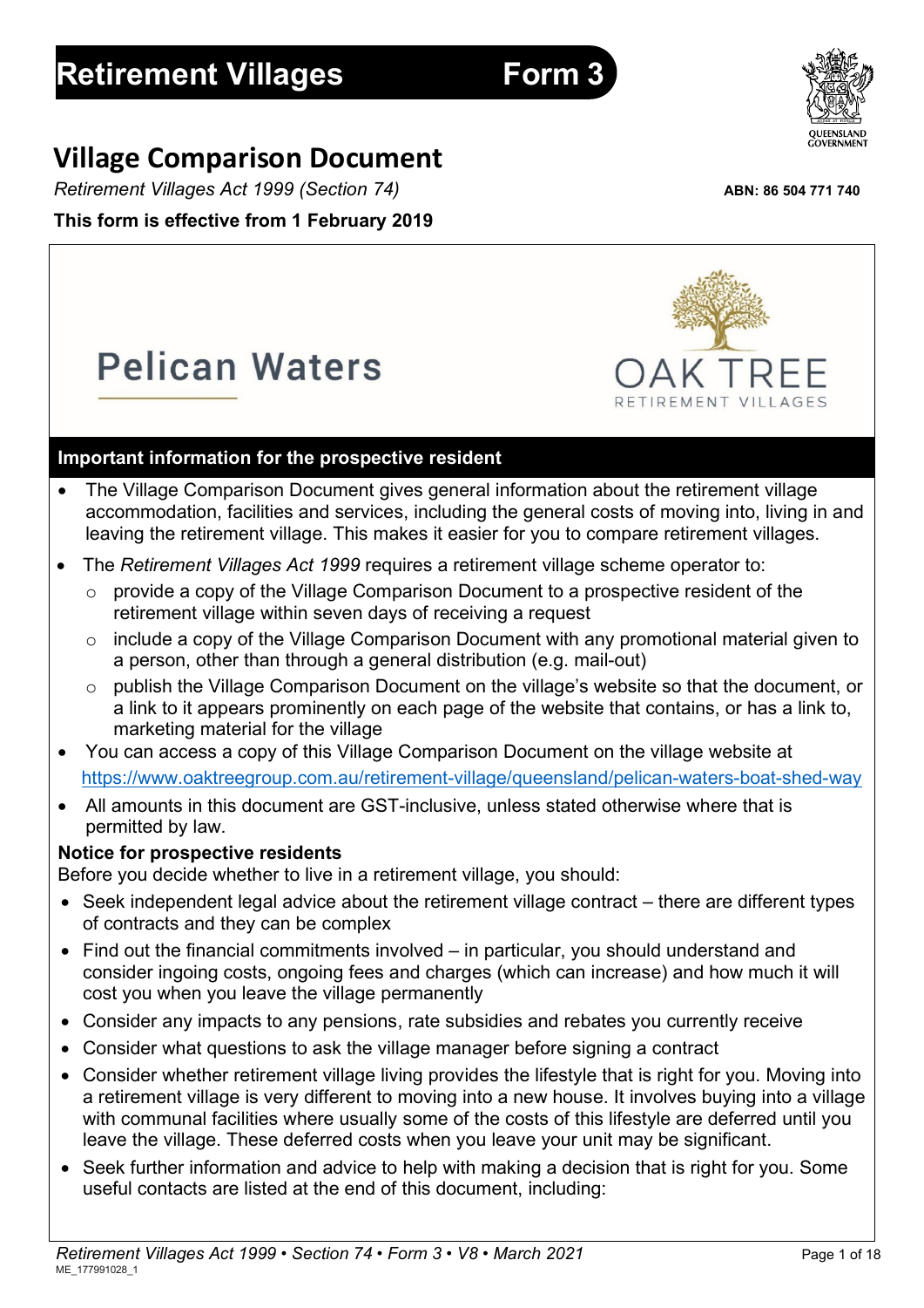# Retirement Villages Form 3

## Village Comparison Document

*Retirement Villages Act 1999 (Section 74)*

**ABN: 86 504 771 740**

**This form is effective from 1 February 2019**

Pelican Waters

OAK TREE RETIREMENT VILLAGES

### Important information for the prospective resident

- The Village Comparison Document gives general information about the retirement village accommodation, facilities and services, including the general costs of moving into, living in and leaving the retirement village. This makes it easier for you to compare retirement villages.
- The *Retirement Villages Act 1999* requires a retirement village scheme operator to:
  - provide a copy of the Village Comparison Document to a prospective resident of the retirement village within seven days of receiving a request
  - include a copy of the Village Comparison Document with any promotional material given to a person, other than through a general distribution (e.g. mail-out)
  - publish the Village Comparison Document on the village's website so that the document, or a link to it appears prominently on each page of the website that contains, or has a link to, marketing material for the village
- You can access a copy of this Village Comparison Document on the village website at https://www.oaktreegroup.com.au/retirement-village/queensland/pelican-waters-boat-shed-way
- All amounts in this document are GST-inclusive, unless stated otherwise where that is permitted by law.

**Notice for prospective residents**

Before you decide whether to live in a retirement village, you should:

- Seek independent legal advice about the retirement village contract – there are different types of contracts and they can be complex
- Find out the financial commitments involved – in particular, you should understand and consider ingoing costs, ongoing fees and charges (which can increase) and how much it will cost you when you leave the village permanently
- Consider any impacts to any pensions, rate subsidies and rebates you currently receive
- Consider what questions to ask the village manager before signing a contract
- Consider whether retirement village living provides the lifestyle that is right for you. Moving into a retirement village is very different to moving into a new house. It involves buying into a village with communal facilities where usually some of the costs of this lifestyle are deferred until you leave the village. These deferred costs when you leave your unit may be significant.
- Seek further information and advice to help with making a decision that is right for you. Some useful contacts are listed at the end of this document, including: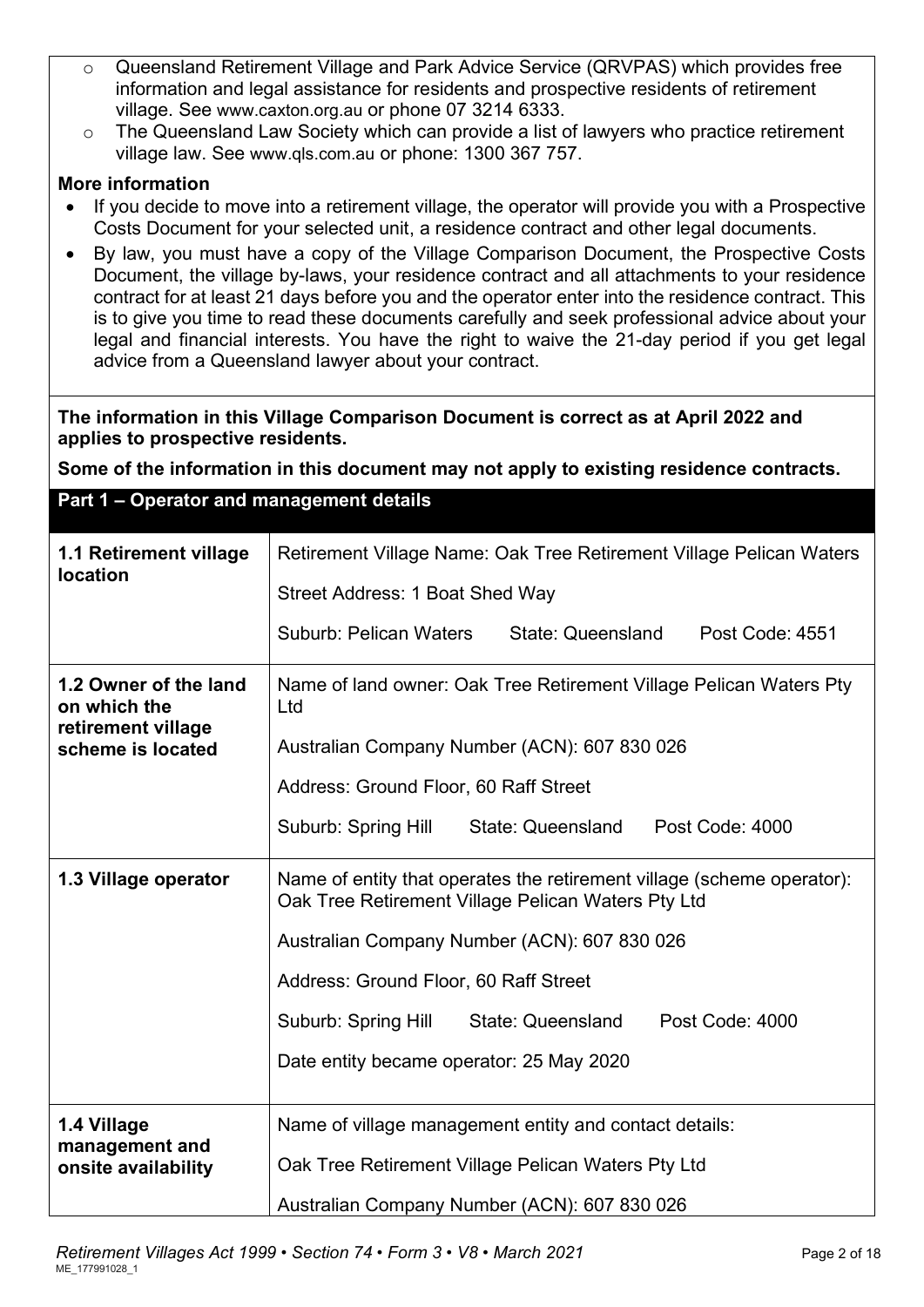- Queensland Retirement Village and Park Advice Service (QRVPAS) which provides free information and legal assistance for residents and prospective residents of retirement village. See www.caxton.org.au or phone 07 3214 6333.
- The Queensland Law Society which can provide a list of lawyers who practice retirement village law. See www.qls.com.au or phone: 1300 367 757.

**More information**

- If you decide to move into a retirement village, the operator will provide you with a Prospective Costs Document for your selected unit, a residence contract and other legal documents.
- By law, you must have a copy of the Village Comparison Document, the Prospective Costs Document, the village by-laws, your residence contract and all attachments to your residence contract for at least 21 days before you and the operator enter into the residence contract. This is to give you time to read these documents carefully and seek professional advice about your legal and financial interests. You have the right to waive the 21-day period if you get legal advice from a Queensland lawyer about your contract.

**The information in this Village Comparison Document is correct as at April 2022 and applies to prospective residents.**

**Some of the information in this document may not apply to existing residence contracts.**

## Part 1 – Operator and management details

| | |
|---|---|
| **1.1 Retirement village location** | Retirement Village Name: Oak Tree Retirement Village Pelican Waters<br>Street Address: 1 Boat Shed Way<br>Suburb: Pelican Waters State: Queensland Post Code: 4551 |
| **1.2 Owner of the land on which the retirement village scheme is located** | Name of land owner: Oak Tree Retirement Village Pelican Waters Pty Ltd<br>Australian Company Number (ACN): 607 830 026<br>Address: Ground Floor, 60 Raff Street<br>Suburb: Spring Hill State: Queensland Post Code: 4000 |
| **1.3 Village operator** | Name of entity that operates the retirement village (scheme operator): Oak Tree Retirement Village Pelican Waters Pty Ltd<br>Australian Company Number (ACN): 607 830 026<br>Address: Ground Floor, 60 Raff Street<br>Suburb: Spring Hill State: Queensland Post Code: 4000<br>Date entity became operator: 25 May 2020 |
| **1.4 Village management and onsite availability** | Name of village management entity and contact details:<br>Oak Tree Retirement Village Pelican Waters Pty Ltd<br>Australian Company Number (ACN): 607 830 026 |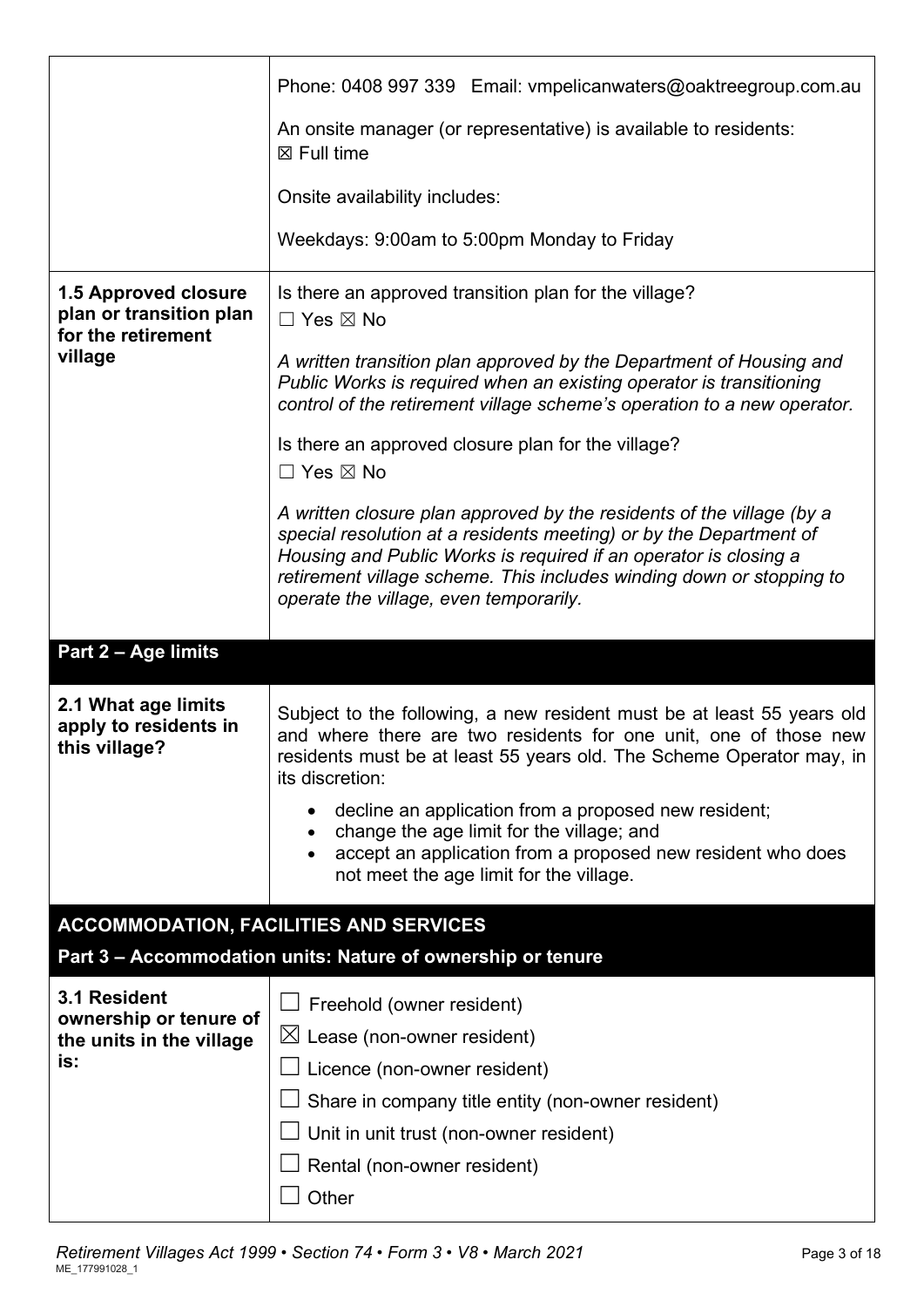| | |
|---|---|
| | Phone: 0408 997 339 Email: vmpelicanwaters@oaktreegroup.com.au<br><br>An onsite manager (or representative) is available to residents:<br>☒ Full time<br><br>Onsite availability includes:<br><br>Weekdays: 9:00am to 5:00pm Monday to Friday |
| **1.5 Approved closure plan or transition plan for the retirement village** | Is there an approved transition plan for the village?<br>☐ Yes ☒ No<br><br>*A written transition plan approved by the Department of Housing and Public Works is required when an existing operator is transitioning control of the retirement village scheme's operation to a new operator.*<br><br>Is there an approved closure plan for the village?<br>☐ Yes ☒ No<br><br>*A written closure plan approved by the residents of the village (by a special resolution at a residents meeting) or by the Department of Housing and Public Works is required if an operator is closing a retirement village scheme. This includes winding down or stopping to operate the village, even temporarily.* |

## Part 2 – Age limits

| | |
|---|---|
| **2.1 What age limits apply to residents in this village?** | Subject to the following, a new resident must be at least 55 years old and where there are two residents for one unit, one of those new residents must be at least 55 years old. The Scheme Operator may, in its discretion:<br><br>• decline an application from a proposed new resident;<br>• change the age limit for the village; and<br>• accept an application from a proposed new resident who does not meet the age limit for the village. |

## ACCOMMODATION, FACILITIES AND SERVICES

## Part 3 – Accommodation units: Nature of ownership or tenure

| | |
|---|---|
| **3.1 Resident ownership or tenure of the units in the village is:** | ☐ Freehold (owner resident)<br>☒ Lease (non-owner resident)<br>☐ Licence (non-owner resident)<br>☐ Share in company title entity (non-owner resident)<br>☐ Unit in unit trust (non-owner resident)<br>☐ Rental (non-owner resident)<br>☐ Other |

*Retirement Villages Act 1999 • Section 74 • Form 3 • V8 • March 2021*
ME_177991028_1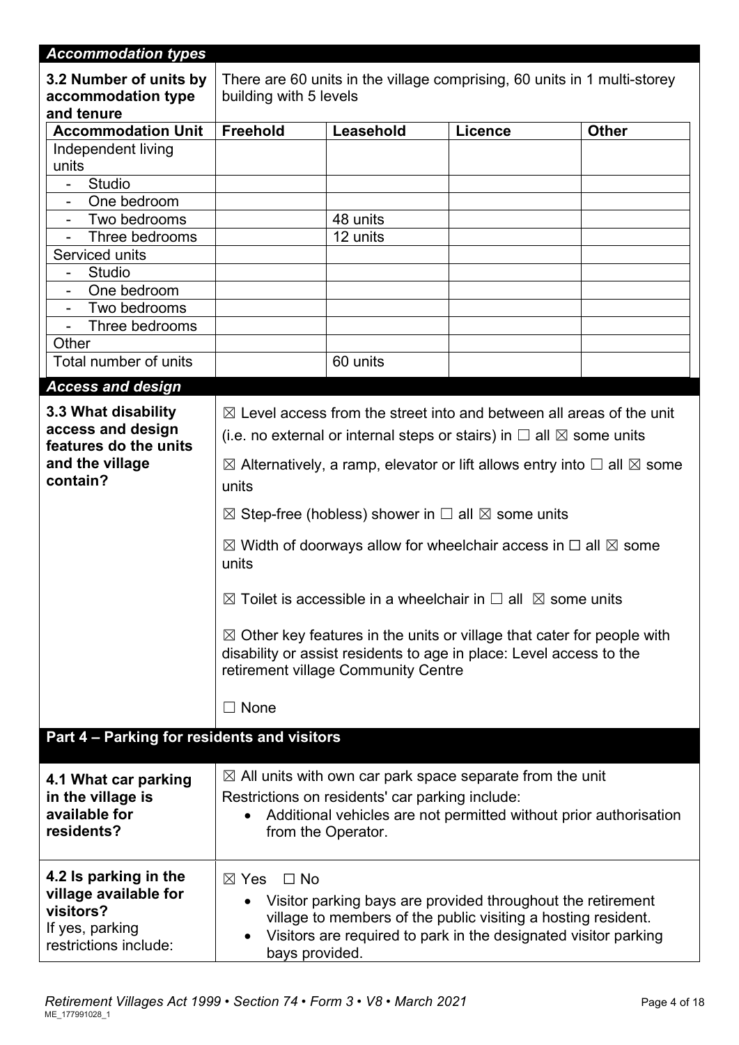## *Accommodation types*

**3.2 Number of units by accommodation type and tenure**

There are 60 units in the village comprising, 60 units in 1 multi-storey building with 5 levels

| Accommodation Unit | Freehold | Leasehold | Licence | Other |
|---|---|---|---|---|
| Independent living units | | | | |
| - Studio | | | | |
| - One bedroom | | | | |
| - Two bedrooms | | 48 units | | |
| - Three bedrooms | | 12 units | | |
| Serviced units | | | | |
| - Studio | | | | |
| - One bedroom | | | | |
| - Two bedrooms | | | | |
| - Three bedrooms | | | | |
| Other | | | | |
| Total number of units | | 60 units | | |

## *Access and design*

**3.3 What disability access and design features do the units and the village contain?**

☒ Level access from the street into and between all areas of the unit (i.e. no external or internal steps or stairs) in ☐ all ☒ some units

☒ Alternatively, a ramp, elevator or lift allows entry into ☐ all ☒ some units

☒ Step-free (hobless) shower in ☐ all ☒ some units

☒ Width of doorways allow for wheelchair access in ☐ all ☒ some units

☒ Toilet is accessible in a wheelchair in ☐ all ☒ some units

☒ Other key features in the units or village that cater for people with disability or assist residents to age in place: Level access to the retirement village Community Centre

☐ None

## Part 4 – Parking for residents and visitors

**4.1 What car parking in the village is available for residents?**

☒ All units with own car park space separate from the unit

Restrictions on residents' car parking include:

- Additional vehicles are not permitted without prior authorisation from the Operator.

**4.2 Is parking in the village available for visitors?**
If yes, parking restrictions include:

☒ Yes ☐ No

- Visitor parking bays are provided throughout the retirement village to members of the public visiting a hosting resident.
- Visitors are required to park in the designated visitor parking bays provided.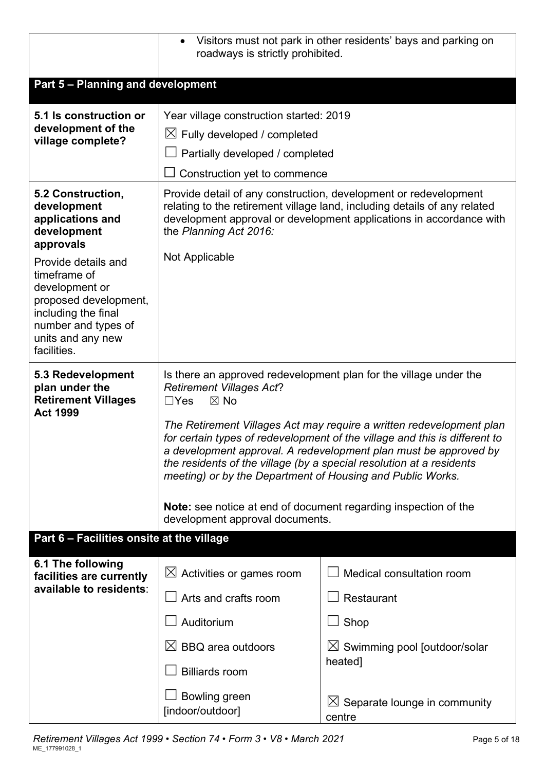| | |
|---|---|
| | • Visitors must not park in other residents' bays and parking on roadways is strictly prohibited. |

## Part 5 – Planning and development

| | |
|---|---|
| **5.1 Is construction or development of the village complete?** | Year village construction started: 2019<br>☒ Fully developed / completed<br>☐ Partially developed / completed<br>☐ Construction yet to commence |
| **5.2 Construction, development applications and development approvals**<br><br>Provide details and timeframe of development or proposed development, including the final number and types of units and any new facilities. | Provide detail of any construction, development or redevelopment relating to the retirement village land, including details of any related development approval or development applications in accordance with the *Planning Act 2016:*<br><br>Not Applicable |
| **5.3 Redevelopment plan under the Retirement Villages Act 1999** | Is there an approved redevelopment plan for the village under the *Retirement Villages Act*?<br>☐Yes ☒ No<br><br>*The Retirement Villages Act may require a written redevelopment plan for certain types of redevelopment of the village and this is different to a development approval. A redevelopment plan must be approved by the residents of the village (by a special resolution at a residents meeting) or by the Department of Housing and Public Works.*<br><br>**Note:** see notice at end of document regarding inspection of the development approval documents. |

## Part 6 – Facilities onsite at the village

| | | |
|---|---|---|
| **6.1 The following facilities are currently available to residents**: | ☒ Activities or games room | ☐ Medical consultation room |
| | ☐ Arts and crafts room | ☐ Restaurant |
| | ☐ Auditorium | ☐ Shop |
| | ☒ BBQ area outdoors | ☒ Swimming pool [outdoor/solar heated] |
| | ☐ Billiards room | |
| | ☐ Bowling green [indoor/outdoor] | ☒ Separate lounge in community centre |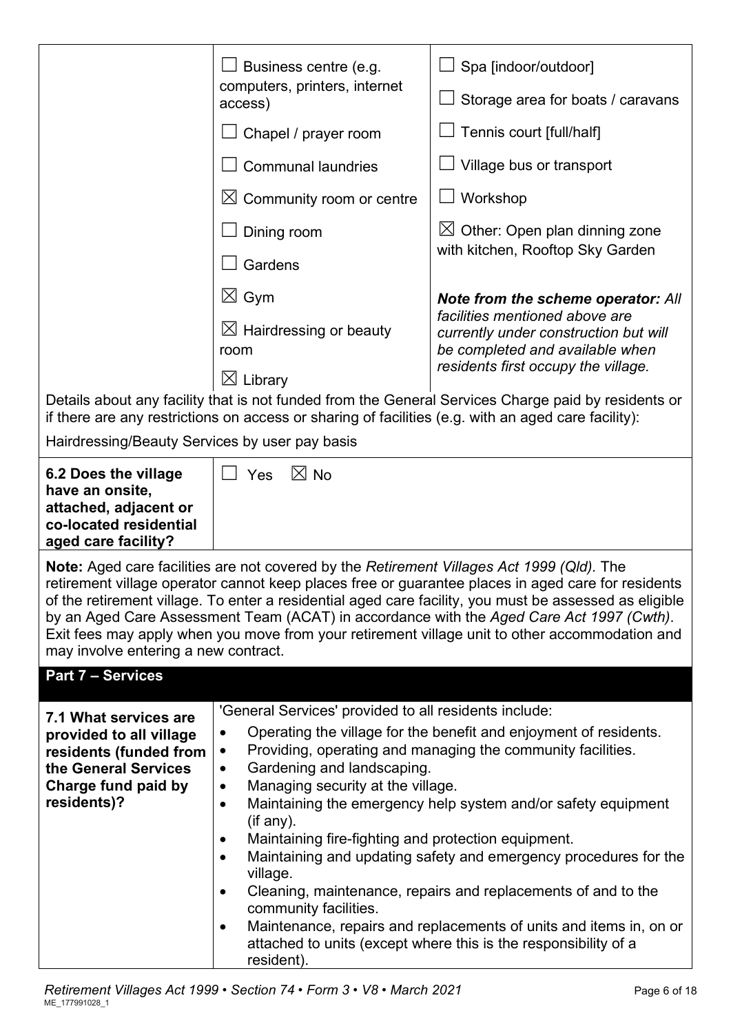| | | |
|---|---|---|
| | ☐ Business centre (e.g. computers, printers, internet access)<br>☐ Chapel / prayer room<br>☐ Communal laundries<br>☒ Community room or centre<br>☐ Dining room<br>☐ Gardens<br>☒ Gym<br>☒ Hairdressing or beauty room<br>☒ Library | ☐ Spa [indoor/outdoor]<br>☐ Storage area for boats / caravans<br>☐ Tennis court [full/half]<br>☐ Village bus or transport<br>☐ Workshop<br>☒ Other: Open plan dinning zone with kitchen, Rooftop Sky Garden<br><br>***Note from the scheme operator:*** *All facilities mentioned above are currently under construction but will be completed and available when residents first occupy the village.* |

Details about any facility that is not funded from the General Services Charge paid by residents or if there are any restrictions on access or sharing of facilities (e.g. with an aged care facility):

Hairdressing/Beauty Services by user pay basis

| | |
|---|---|
| **6.2 Does the village have an onsite, attached, adjacent or co-located residential aged care facility?** | ☐ Yes ☒ No |

**Note:** Aged care facilities are not covered by the *Retirement Villages Act 1999 (Qld).* The retirement village operator cannot keep places free or guarantee places in aged care for residents of the retirement village. To enter a residential aged care facility, you must be assessed as eligible by an Aged Care Assessment Team (ACAT) in accordance with the *Aged Care Act 1997 (Cwth)*. Exit fees may apply when you move from your retirement village unit to other accommodation and may involve entering a new contract.

## Part 7 – Services

| | |
|---|---|
| **7.1 What services are provided to all village residents (funded from the General Services Charge fund paid by residents)?** | 'General Services' provided to all residents include:<br>• Operating the village for the benefit and enjoyment of residents.<br>• Providing, operating and managing the community facilities.<br>• Gardening and landscaping.<br>• Managing security at the village.<br>• Maintaining the emergency help system and/or safety equipment (if any).<br>• Maintaining fire-fighting and protection equipment.<br>• Maintaining and updating safety and emergency procedures for the village.<br>• Cleaning, maintenance, repairs and replacements of and to the community facilities.<br>• Maintenance, repairs and replacements of units and items in, on or attached to units (except where this is the responsibility of a resident). |

*Retirement Villages Act 1999 • Section 74 • Form 3 • V8 • March 2021*

ME_177991028_1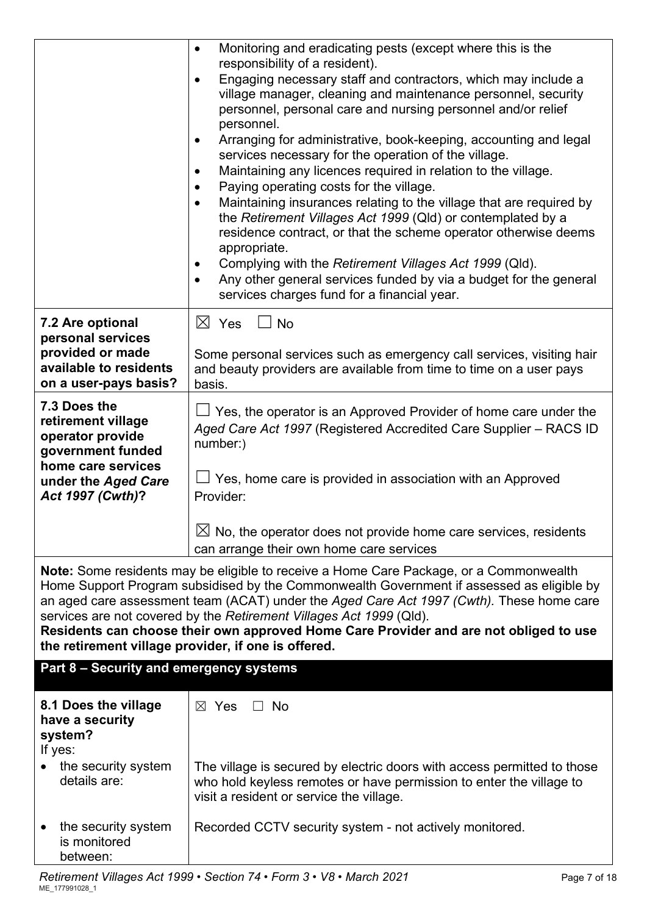| | |
|---|---|
| | • Monitoring and eradicating pests (except where this is the responsibility of a resident).<br>• Engaging necessary staff and contractors, which may include a village manager, cleaning and maintenance personnel, security personnel, personal care and nursing personnel and/or relief personnel.<br>• Arranging for administrative, book-keeping, accounting and legal services necessary for the operation of the village.<br>• Maintaining any licences required in relation to the village.<br>• Paying operating costs for the village.<br>• Maintaining insurances relating to the village that are required by the *Retirement Villages Act 1999* (Qld) or contemplated by a residence contract, or that the scheme operator otherwise deems appropriate.<br>• Complying with the *Retirement Villages Act 1999* (Qld).<br>• Any other general services funded by via a budget for the general services charges fund for a financial year. |
| **7.2 Are optional personal services provided or made available to residents on a user-pays basis?** | ☒ Yes ☐ No<br><br>Some personal services such as emergency call services, visiting hair and beauty providers are available from time to time on a user pays basis. |
| **7.3 Does the retirement village operator provide government funded home care services under the *Aged Care Act 1997 (Cwth)*?** | ☐ Yes, the operator is an Approved Provider of home care under the *Aged Care Act 1997* (Registered Accredited Care Supplier – RACS ID number:)<br><br>☐ Yes, home care is provided in association with an Approved Provider:<br><br>☒ No, the operator does not provide home care services, residents can arrange their own home care services |

**Note:** Some residents may be eligible to receive a Home Care Package, or a Commonwealth Home Support Program subsidised by the Commonwealth Government if assessed as eligible by an aged care assessment team (ACAT) under the *Aged Care Act 1997 (Cwth).* These home care services are not covered by the *Retirement Villages Act 1999* (Qld).
**Residents can choose their own approved Home Care Provider and are not obliged to use the retirement village provider, if one is offered.**

## Part 8 – Security and emergency systems

| | |
|---|---|
| **8.1 Does the village have a security system?**<br>If yes: | ☒ Yes ☐ No |
| • the security system details are: | The village is secured by electric doors with access permitted to those who hold keyless remotes or have permission to enter the village to visit a resident or service the village. |
| • the security system is monitored between: | Recorded CCTV security system - not actively monitored. |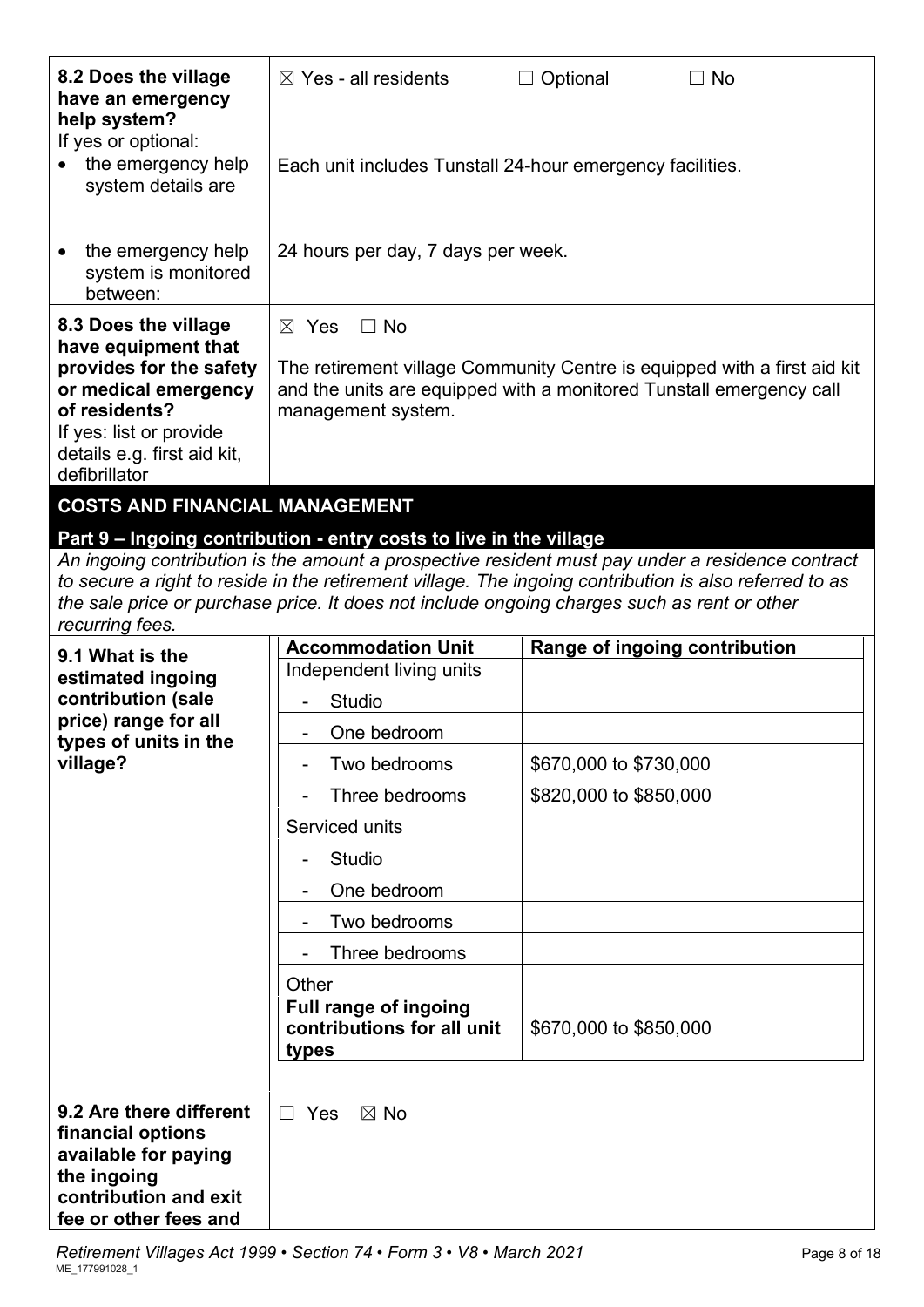| | |
|---|---|
| **8.2 Does the village have an emergency help system?** | ☒ Yes - all residents ☐ Optional ☐ No |
| If yes or optional: | |
| • the emergency help system details are | Each unit includes Tunstall 24-hour emergency facilities. |
| • the emergency help system is monitored between: | 24 hours per day, 7 days per week. |
| **8.3 Does the village have equipment that provides for the safety or medical emergency of residents?** If yes: list or provide details e.g. first aid kit, defibrillator | ☒ Yes ☐ No<br>The retirement village Community Centre is equipped with a first aid kit and the units are equipped with a monitored Tunstall emergency call management system. |

## COSTS AND FINANCIAL MANAGEMENT

### Part 9 – Ingoing contribution - entry costs to live in the village

*An ingoing contribution is the amount a prospective resident must pay under a residence contract to secure a right to reside in the retirement village. The ingoing contribution is also referred to as the sale price or purchase price. It does not include ongoing charges such as rent or other recurring fees.*

**9.1 What is the estimated ingoing contribution (sale price) range for all types of units in the village?**

| Accommodation Unit | Range of ingoing contribution |
|---|---|
| Independent living units | |
| - Studio | |
| - One bedroom | |
| - Two bedrooms | $670,000 to $730,000 |
| - Three bedrooms | $820,000 to $850,000 |
| Serviced units | |
| - Studio | |
| - One bedroom | |
| - Two bedrooms | |
| - Three bedrooms | |
| Other<br>**Full range of ingoing contributions for all unit types** | $670,000 to $850,000 |

| | |
|---|---|
| **9.2 Are there different financial options available for paying the ingoing contribution and exit fee or other fees and** | ☐ Yes ☒ No |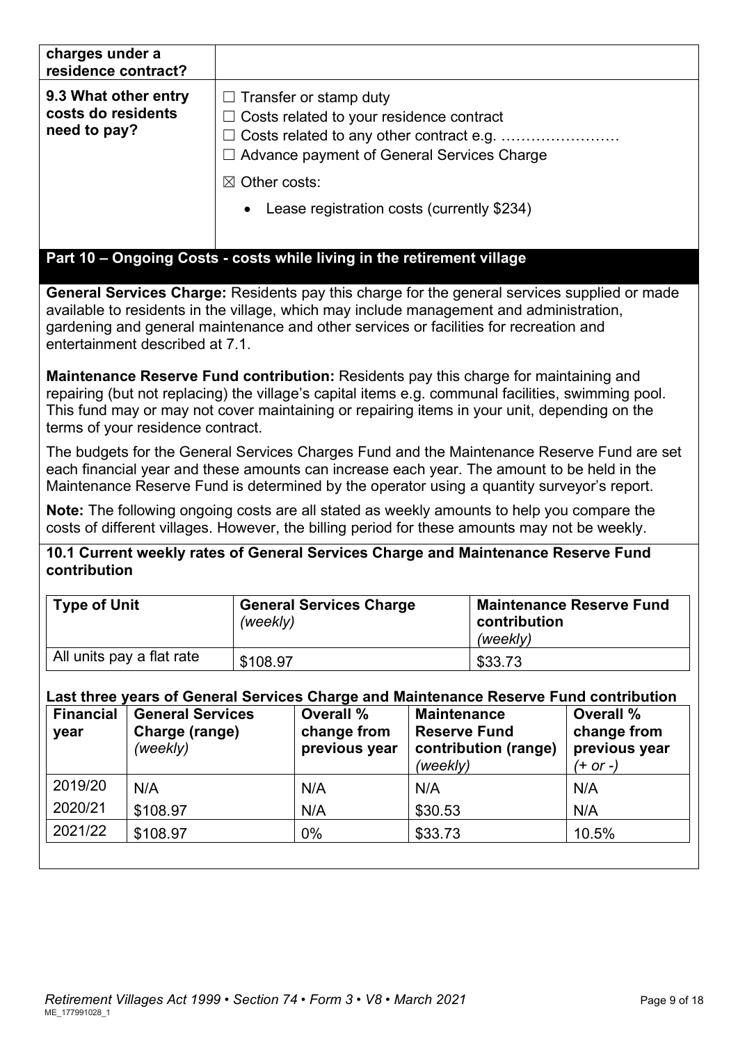| | |
|---|---|
| **charges under a residence contract?** | |
| **9.3 What other entry costs do residents need to pay?** | ☐ Transfer or stamp duty<br>☐ Costs related to your residence contract<br>☐ Costs related to any other contract e.g. ……………………<br>☐ Advance payment of General Services Charge<br>☒ Other costs:<br>• Lease registration costs (currently $234) |

## Part 10 – Ongoing Costs - costs while living in the retirement village

**General Services Charge:** Residents pay this charge for the general services supplied or made available to residents in the village, which may include management and administration, gardening and general maintenance and other services or facilities for recreation and entertainment described at 7.1.

**Maintenance Reserve Fund contribution:** Residents pay this charge for maintaining and repairing (but not replacing) the village's capital items e.g. communal facilities, swimming pool. This fund may or may not cover maintaining or repairing items in your unit, depending on the terms of your residence contract.

The budgets for the General Services Charges Fund and the Maintenance Reserve Fund are set each financial year and these amounts can increase each year. The amount to be held in the Maintenance Reserve Fund is determined by the operator using a quantity surveyor's report.

**Note:** The following ongoing costs are all stated as weekly amounts to help you compare the costs of different villages. However, the billing period for these amounts may not be weekly.

### 10.1 Current weekly rates of General Services Charge and Maintenance Reserve Fund contribution

| Type of Unit | General Services Charge *(weekly)* | Maintenance Reserve Fund contribution *(weekly)* |
|---|---|---|
| All units pay a flat rate | $108.97 | $33.73 |

**Last three years of General Services Charge and Maintenance Reserve Fund contribution**

| Financial year | General Services Charge (range) *(weekly)* | Overall % change from previous year | Maintenance Reserve Fund contribution (range) *(weekly)* | Overall % change from previous year *(+ or -)* |
|---|---|---|---|---|
| 2019/20 | N/A | N/A | N/A | N/A |
| 2020/21 | $108.97 | N/A | $30.53 | N/A |
| 2021/22 | $108.97 | 0% | $33.73 | 10.5% |

*Retirement Villages Act 1999 • Section 74 • Form 3 • V8 • March 2021*
ME_177991028_1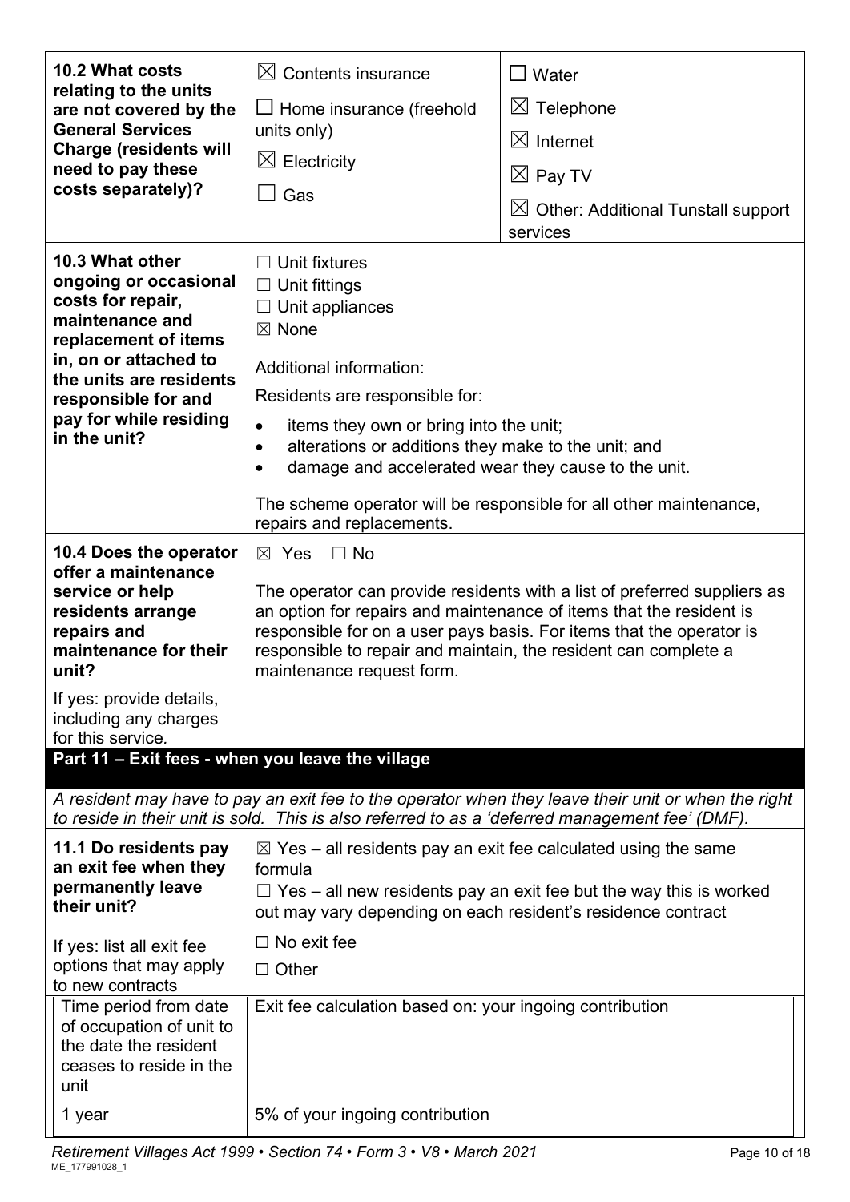| **10.2 What costs relating to the units are not covered by the General Services Charge (residents will need to pay these costs separately)?** | ☒ Contents insurance<br>☐ Home insurance (freehold units only)<br>☒ Electricity<br>☐ Gas | ☐ Water<br>☒ Telephone<br>☒ Internet<br>☒ Pay TV<br>☒ Other: Additional Tunstall support services |
|---|---|---|
| **10.3 What other ongoing or occasional costs for repair, maintenance and replacement of items in, on or attached to the units are residents responsible for and pay for while residing in the unit?** | ☐ Unit fixtures<br>☐ Unit fittings<br>☐ Unit appliances<br>☒ None<br><br>Additional information:<br><br>Residents are responsible for:<br>• items they own or bring into the unit;<br>• alterations or additions they make to the unit; and<br>• damage and accelerated wear they cause to the unit.<br><br>The scheme operator will be responsible for all other maintenance, repairs and replacements. | |
| **10.4 Does the operator offer a maintenance service or help residents arrange repairs and maintenance for their unit?**<br><br>If yes: provide details, including any charges for this service. | ☒ Yes ☐ No<br><br>The operator can provide residents with a list of preferred suppliers as an option for repairs and maintenance of items that the resident is responsible for on a user pays basis. For items that the operator is responsible to repair and maintain, the resident can complete a maintenance request form. | |

## Part 11 – Exit fees - when you leave the village

*A resident may have to pay an exit fee to the operator when they leave their unit or when the right to reside in their unit is sold. This is also referred to as a 'deferred management fee' (DMF).*

| **11.1 Do residents pay an exit fee when they permanently leave their unit?**<br><br>If yes: list all exit fee options that may apply to new contracts | ☒ Yes – all residents pay an exit fee calculated using the same formula<br>☐ Yes – all new residents pay an exit fee but the way this is worked out may vary depending on each resident's residence contract<br>☐ No exit fee<br>☐ Other |
|---|---|
| Time period from date of occupation of unit to the date the resident ceases to reside in the unit | Exit fee calculation based on: your ingoing contribution |
| 1 year | 5% of your ingoing contribution |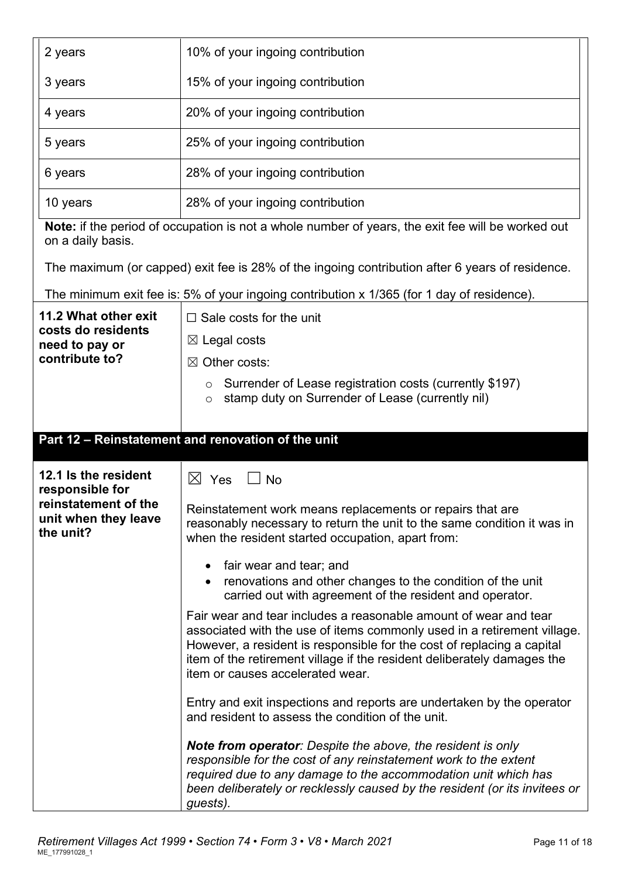| | |
|---|---|
| 2 years | 10% of your ingoing contribution |
| 3 years | 15% of your ingoing contribution |
| 4 years | 20% of your ingoing contribution |
| 5 years | 25% of your ingoing contribution |
| 6 years | 28% of your ingoing contribution |
| 10 years | 28% of your ingoing contribution |

**Note:** if the period of occupation is not a whole number of years, the exit fee will be worked out on a daily basis.

The maximum (or capped) exit fee is 28% of the ingoing contribution after 6 years of residence.

The minimum exit fee is: 5% of your ingoing contribution x 1/365 (for 1 day of residence).

| | |
|---|---|
| **11.2 What other exit costs do residents need to pay or contribute to?** | ☐ Sale costs for the unit<br>☒ Legal costs<br>☒ Other costs:<br>○ Surrender of Lease registration costs (currently $197)<br>○ stamp duty on Surrender of Lease (currently nil) |

## Part 12 – Reinstatement and renovation of the unit

| | |
|---|---|
| **12.1 Is the resident responsible for reinstatement of the unit when they leave the unit?** | ☒ Yes ☐ No<br><br>Reinstatement work means replacements or repairs that are reasonably necessary to return the unit to the same condition it was in when the resident started occupation, apart from:<br>• fair wear and tear; and<br>• renovations and other changes to the condition of the unit carried out with agreement of the resident and operator.<br><br>Fair wear and tear includes a reasonable amount of wear and tear associated with the use of items commonly used in a retirement village. However, a resident is responsible for the cost of replacing a capital item of the retirement village if the resident deliberately damages the item or causes accelerated wear.<br><br>Entry and exit inspections and reports are undertaken by the operator and resident to assess the condition of the unit.<br><br>***Note from operator****: Despite the above, the resident is only responsible for the cost of any reinstatement work to the extent required due to any damage to the accommodation unit which has been deliberately or recklessly caused by the resident (or its invitees or guests).* |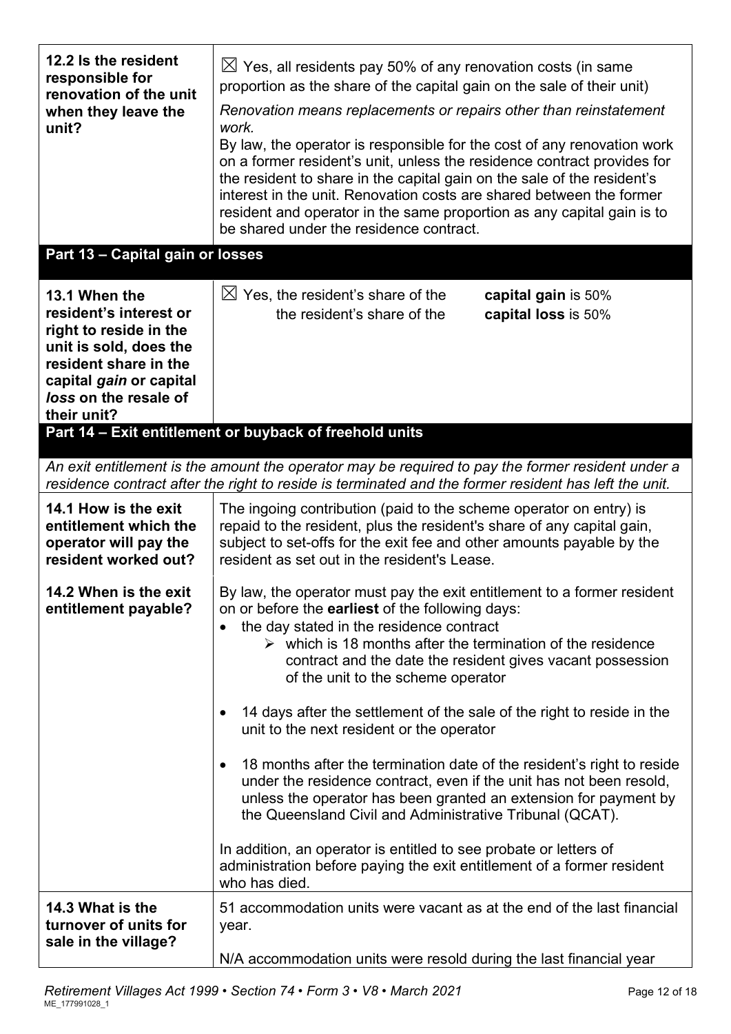| **12.2 Is the resident responsible for renovation of the unit when they leave the unit?** | ☒ Yes, all residents pay 50% of any renovation costs (in same proportion as the share of the capital gain on the sale of their unit)<br><br>*Renovation means replacements or repairs other than reinstatement work.*<br>By law, the operator is responsible for the cost of any renovation work on a former resident's unit, unless the residence contract provides for the resident to share in the capital gain on the sale of the resident's interest in the unit. Renovation costs are shared between the former resident and operator in the same proportion as any capital gain is to be shared under the residence contract. |
|---|---|

## Part 13 – Capital gain or losses

| **13.1 When the resident's interest or right to reside in the unit is sold, does the resident share in the capital *gain* or capital *loss* on the resale of their unit?** | ☒ Yes, the resident's share of the **capital gain** is 50%<br>the resident's share of the **capital loss** is 50% |
|---|---|

## Part 14 – Exit entitlement or buyback of freehold units

*An exit entitlement is the amount the operator may be required to pay the former resident under a residence contract after the right to reside is terminated and the former resident has left the unit.*

| **14.1 How is the exit entitlement which the operator will pay the resident worked out?** | The ingoing contribution (paid to the scheme operator on entry) is repaid to the resident, plus the resident's share of any capital gain, subject to set-offs for the exit fee and other amounts payable by the resident as set out in the resident's Lease. |
|---|---|
| **14.2 When is the exit entitlement payable?** | By law, the operator must pay the exit entitlement to a former resident on or before the **earliest** of the following days:<br>• the day stated in the residence contract<br>  ➢ which is 18 months after the termination of the residence contract and the date the resident gives vacant possession of the unit to the scheme operator<br>• 14 days after the settlement of the sale of the right to reside in the unit to the next resident or the operator<br>• 18 months after the termination date of the resident's right to reside under the residence contract, even if the unit has not been resold, unless the operator has been granted an extension for payment by the Queensland Civil and Administrative Tribunal (QCAT).<br><br>In addition, an operator is entitled to see probate or letters of administration before paying the exit entitlement of a former resident who has died. |
| **14.3 What is the turnover of units for sale in the village?** | 51 accommodation units were vacant as at the end of the last financial year.<br><br>N/A accommodation units were resold during the last financial year |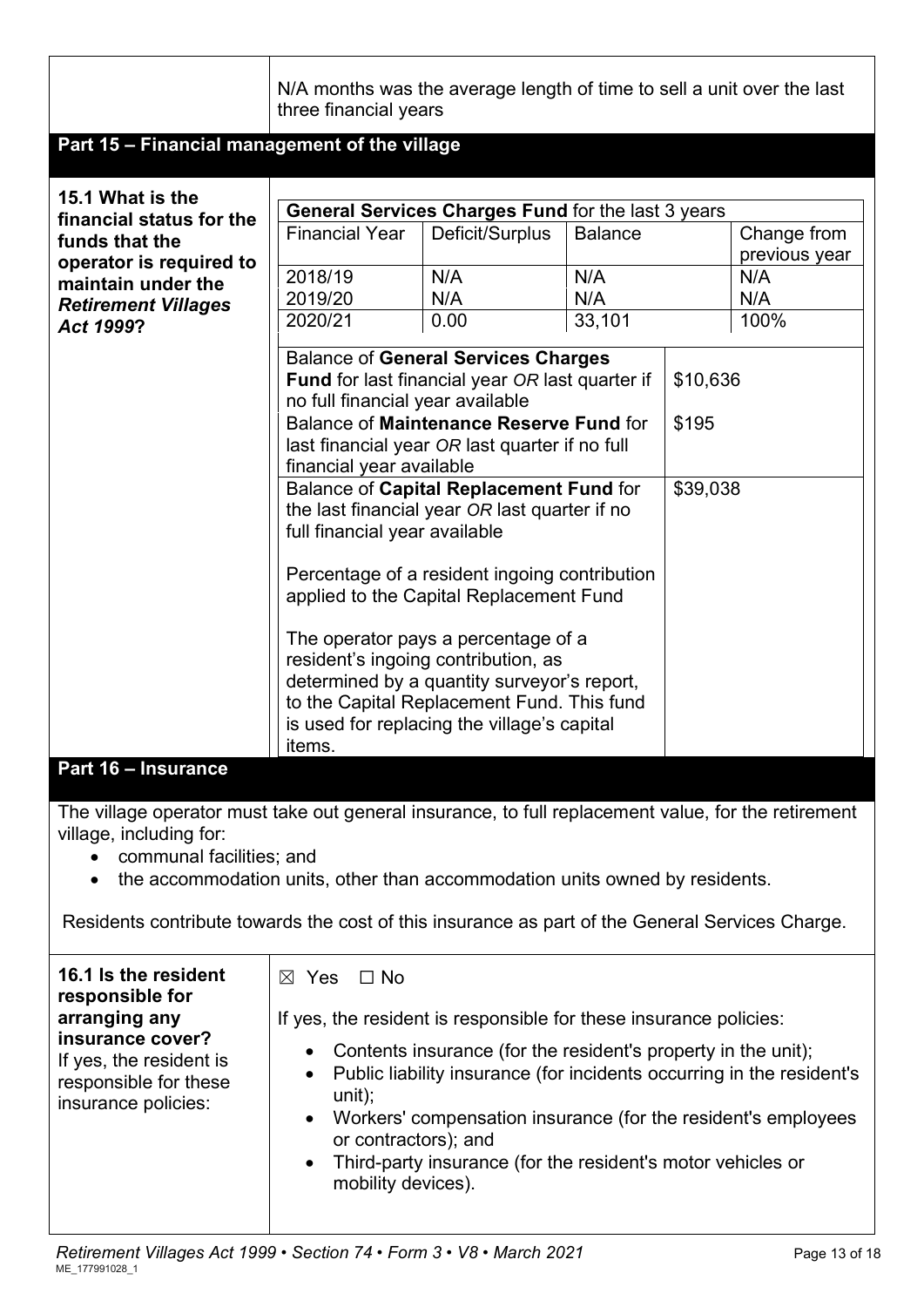N/A months was the average length of time to sell a unit over the last three financial years

## Part 15 – Financial management of the village

**15.1 What is the financial status for the funds that the operator is required to maintain under the *Retirement Villages Act 1999*?**

**General Services Charges Fund** for the last 3 years

| Financial Year | Deficit/Surplus | Balance | Change from previous year |
|---|---|---|---|
| 2018/19 | N/A | N/A | N/A |
| 2019/20 | N/A | N/A | N/A |
| 2020/21 | 0.00 | 33,101 | 100% |

| | |
|---|---|
| Balance of **General Services Charges Fund** for last financial year *OR* last quarter if no full financial year available | $10,636 |
| Balance of **Maintenance Reserve Fund** for last financial year *OR* last quarter if no full financial year available | $195 |
| Balance of **Capital Replacement Fund** for the last financial year *OR* last quarter if no full financial year available | $39,038 |

Percentage of a resident ingoing contribution applied to the Capital Replacement Fund

The operator pays a percentage of a resident's ingoing contribution, as determined by a quantity surveyor's report, to the Capital Replacement Fund. This fund is used for replacing the village's capital items.

## Part 16 – Insurance

The village operator must take out general insurance, to full replacement value, for the retirement village, including for:

- communal facilities; and
- the accommodation units, other than accommodation units owned by residents.

Residents contribute towards the cost of this insurance as part of the General Services Charge.

**16.1 Is the resident responsible for arranging any insurance cover?**
If yes, the resident is responsible for these insurance policies:

☒ Yes ☐ No

If yes, the resident is responsible for these insurance policies:

- Contents insurance (for the resident's property in the unit);
- Public liability insurance (for incidents occurring in the resident's unit);
- Workers' compensation insurance (for the resident's employees or contractors); and
- Third-party insurance (for the resident's motor vehicles or mobility devices).

*Retirement Villages Act 1999 • Section 74 • Form 3 • V8 • March 2021*
ME_177991028_1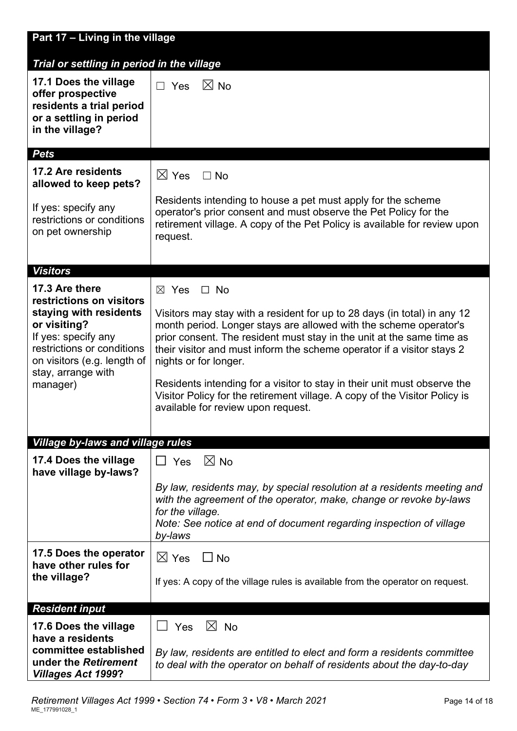## Part 17 – Living in the village

### *Trial or settling in period in the village*

| | |
|---|---|
| **17.1 Does the village offer prospective residents a trial period or a settling in period in the village?** | ☐ Yes ☒ No |

### *Pets*

| | |
|---|---|
| **17.2 Are residents allowed to keep pets?**<br><br>If yes: specify any restrictions or conditions on pet ownership | ☒ Yes ☐ No<br><br>Residents intending to house a pet must apply for the scheme operator's prior consent and must observe the Pet Policy for the retirement village. A copy of the Pet Policy is available for review upon request. |

### *Visitors*

| | |
|---|---|
| **17.3 Are there restrictions on visitors staying with residents or visiting?**<br>If yes: specify any restrictions or conditions on visitors (e.g. length of stay, arrange with manager) | ☒ Yes ☐ No<br><br>Visitors may stay with a resident for up to 28 days (in total) in any 12 month period. Longer stays are allowed with the scheme operator's prior consent. The resident must stay in the unit at the same time as their visitor and must inform the scheme operator if a visitor stays 2 nights or for longer.<br><br>Residents intending for a visitor to stay in their unit must observe the Visitor Policy for the retirement village. A copy of the Visitor Policy is available for review upon request. |

### *Village by-laws and village rules*

| | |
|---|---|
| **17.4 Does the village have village by-laws?** | ☐ Yes ☒ No<br><br>*By law, residents may, by special resolution at a residents meeting and with the agreement of the operator, make, change or revoke by-laws for the village.*<br>*Note: See notice at end of document regarding inspection of village by-laws* |
| **17.5 Does the operator have other rules for the village?** | ☒ Yes ☐ No<br><br>If yes: A copy of the village rules is available from the operator on request. |

### *Resident input*

| | |
|---|---|
| **17.6 Does the village have a residents committee established under the *Retirement Villages Act 1999*?** | ☐ Yes ☒ No<br><br>*By law, residents are entitled to elect and form a residents committee to deal with the operator on behalf of residents about the day-to-day* |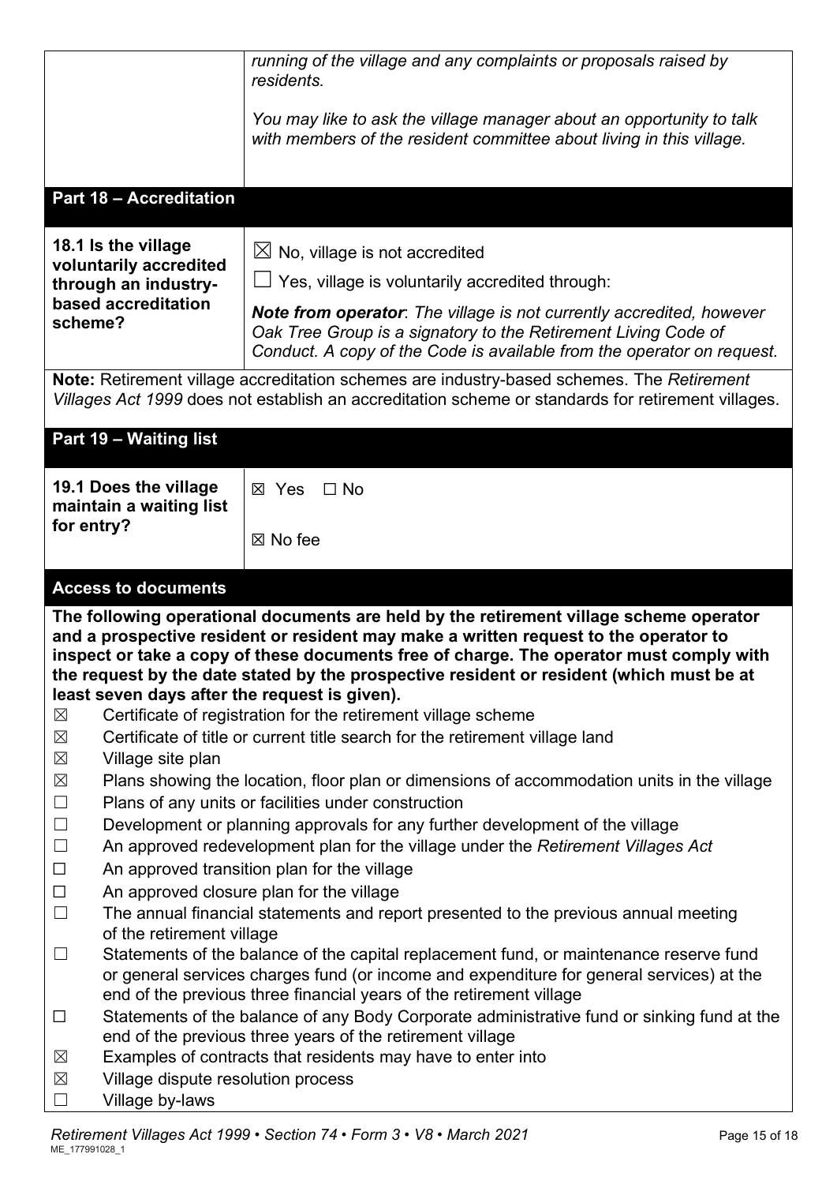| | |
|---|---|
| | *running of the village and any complaints or proposals raised by residents.*<br><br>*You may like to ask the village manager about an opportunity to talk with members of the resident committee about living in this village.* |

## Part 18 – Accreditation

| | |
|---|---|
| **18.1 Is the village voluntarily accredited through an industry-based accreditation scheme?** | ☒ No, village is not accredited<br>☐ Yes, village is voluntarily accredited through:<br>***Note from operator***: *The village is not currently accredited, however Oak Tree Group is a signatory to the Retirement Living Code of Conduct. A copy of the Code is available from the operator on request.* |

**Note:** Retirement village accreditation schemes are industry-based schemes. The *Retirement Villages Act 1999* does not establish an accreditation scheme or standards for retirement villages.

## Part 19 – Waiting list

| | |
|---|---|
| **19.1 Does the village maintain a waiting list for entry?** | ☒ Yes ☐ No<br><br>☒ No fee |

## Access to documents

**The following operational documents are held by the retirement village scheme operator and a prospective resident or resident may make a written request to the operator to inspect or take a copy of these documents free of charge. The operator must comply with the request by the date stated by the prospective resident or resident (which must be at least seven days after the request is given).**

- ☒ Certificate of registration for the retirement village scheme
- ☒ Certificate of title or current title search for the retirement village land
- ☒ Village site plan
- ☒ Plans showing the location, floor plan or dimensions of accommodation units in the village
- ☐ Plans of any units or facilities under construction
- ☐ Development or planning approvals for any further development of the village
- ☐ An approved redevelopment plan for the village under the *Retirement Villages Act*
- ☐ An approved transition plan for the village
- ☐ An approved closure plan for the village
- ☐ The annual financial statements and report presented to the previous annual meeting of the retirement village
- ☐ Statements of the balance of the capital replacement fund, or maintenance reserve fund or general services charges fund (or income and expenditure for general services) at the end of the previous three financial years of the retirement village
- ☐ Statements of the balance of any Body Corporate administrative fund or sinking fund at the end of the previous three years of the retirement village
- ☒ Examples of contracts that residents may have to enter into
- ☒ Village dispute resolution process
- ☐ Village by-laws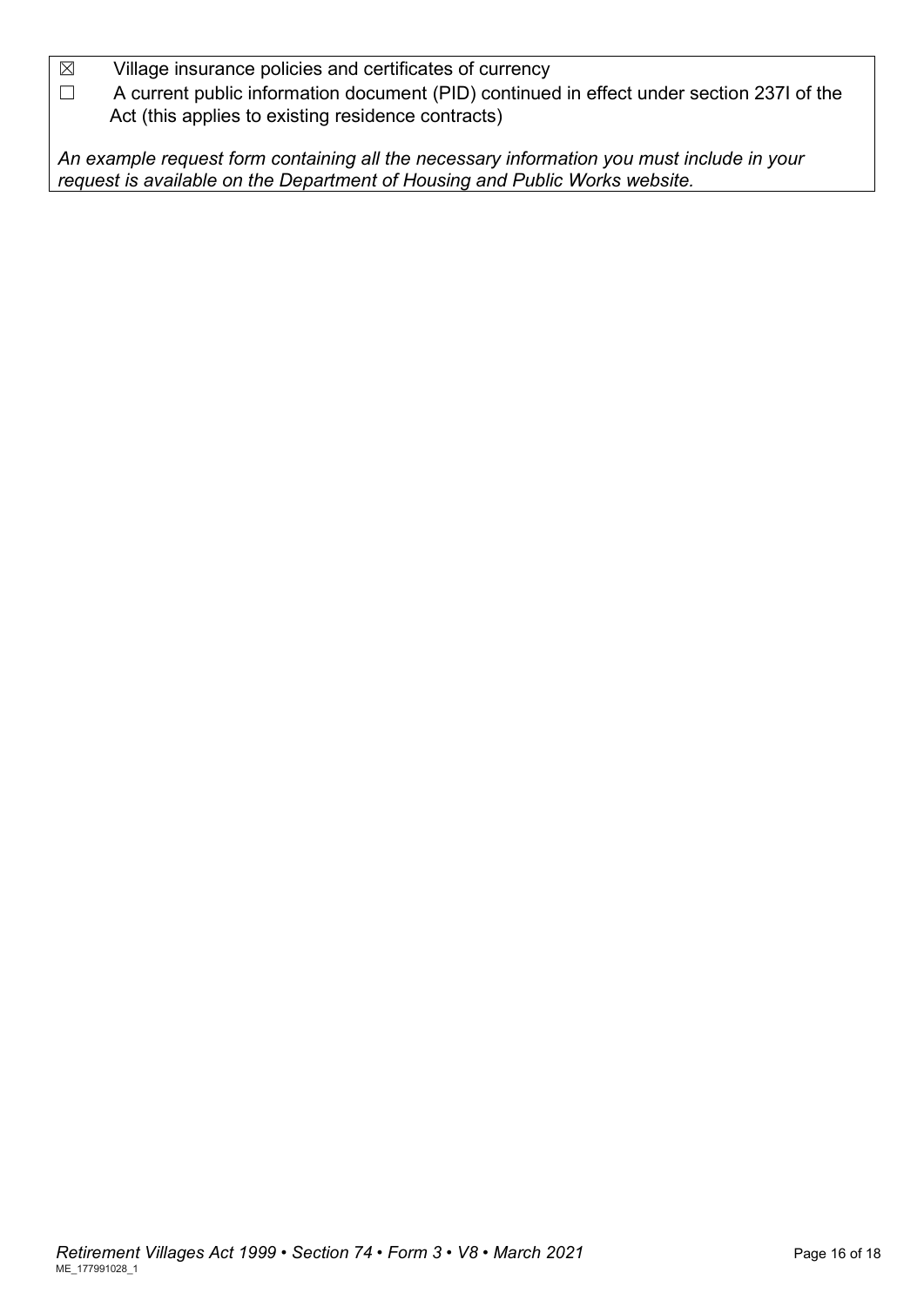☒ Village insurance policies and certificates of currency

☐ A current public information document (PID) continued in effect under section 237I of the Act (this applies to existing residence contracts)

*An example request form containing all the necessary information you must include in your request is available on the Department of Housing and Public Works website.*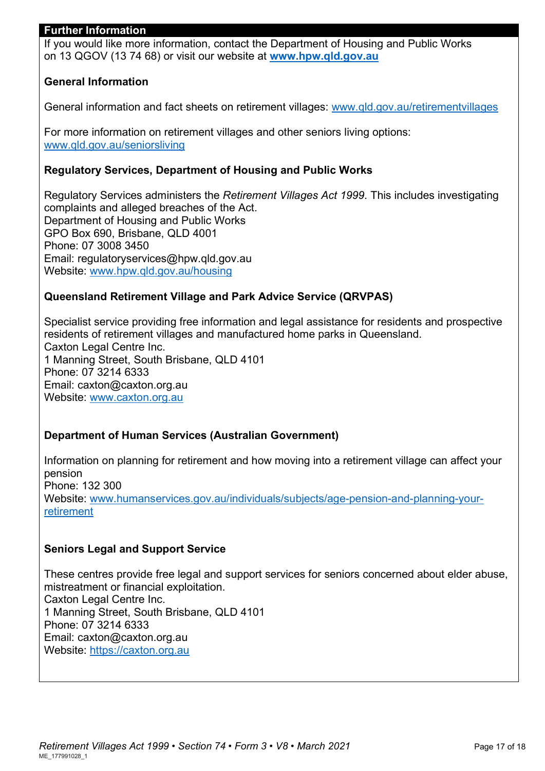## Further Information

If you would like more information, contact the Department of Housing and Public Works on 13 QGOV (13 74 68) or visit our website at **www.hpw.qld.gov.au**

### General Information

General information and fact sheets on retirement villages: www.qld.gov.au/retirementvillages

For more information on retirement villages and other seniors living options: www.qld.gov.au/seniorsliving

### Regulatory Services, Department of Housing and Public Works

Regulatory Services administers the *Retirement Villages Act 1999*. This includes investigating complaints and alleged breaches of the Act.
Department of Housing and Public Works
GPO Box 690, Brisbane, QLD 4001
Phone: 07 3008 3450
Email: regulatoryservices@hpw.qld.gov.au
Website: www.hpw.qld.gov.au/housing

### Queensland Retirement Village and Park Advice Service (QRVPAS)

Specialist service providing free information and legal assistance for residents and prospective residents of retirement villages and manufactured home parks in Queensland.
Caxton Legal Centre Inc.
1 Manning Street, South Brisbane, QLD 4101
Phone: 07 3214 6333
Email: caxton@caxton.org.au
Website: www.caxton.org.au

### Department of Human Services (Australian Government)

Information on planning for retirement and how moving into a retirement village can affect your pension
Phone: 132 300
Website: www.humanservices.gov.au/individuals/subjects/age-pension-and-planning-your-retirement

### Seniors Legal and Support Service

These centres provide free legal and support services for seniors concerned about elder abuse, mistreatment or financial exploitation.
Caxton Legal Centre Inc.
1 Manning Street, South Brisbane, QLD 4101
Phone: 07 3214 6333
Email: caxton@caxton.org.au
Website: https://caxton.org.au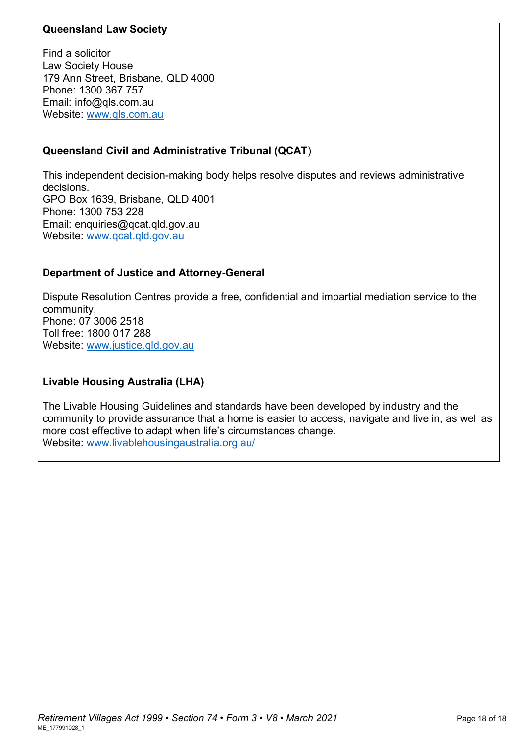**Queensland Law Society**

Find a solicitor
Law Society House
179 Ann Street, Brisbane, QLD 4000
Phone: 1300 367 757
Email: info@qls.com.au
Website: www.qls.com.au

**Queensland Civil and Administrative Tribunal (QCAT**)

This independent decision-making body helps resolve disputes and reviews administrative decisions.
GPO Box 1639, Brisbane, QLD 4001
Phone: 1300 753 228
Email: enquiries@qcat.qld.gov.au
Website: www.qcat.qld.gov.au

**Department of Justice and Attorney-General**

Dispute Resolution Centres provide a free, confidential and impartial mediation service to the community.
Phone: 07 3006 2518
Toll free: 1800 017 288
Website: www.justice.qld.gov.au

**Livable Housing Australia (LHA)**

The Livable Housing Guidelines and standards have been developed by industry and the community to provide assurance that a home is easier to access, navigate and live in, as well as more cost effective to adapt when life's circumstances change.
Website: www.livablehousingaustralia.org.au/